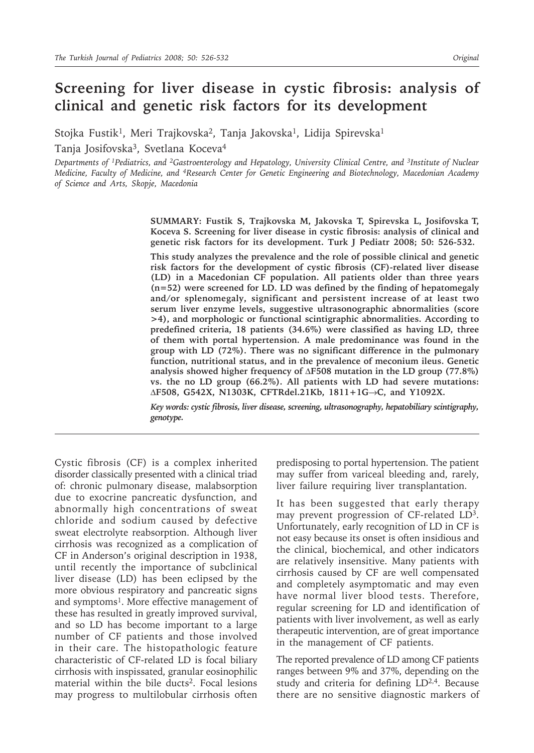*Original*

# Screening for liver disease in cystic fibrosis: analysis of clinical and genetic risk factors for its development

Stojka Fustik[1], Meri Trajkovska[2], Tanja Jakovska[1], Lidija Spirevska[1]
Tanja Josifovska[3], Svetlana Koceva[4]

*Departments of [1]Pediatrics, and [2]Gastroenterology and Hepatology, University Clinical Centre, and [3]Institute of Nuclear Medicine, Faculty of Medicine, and [4]Research Center for Genetic Engineering and Biotechnology, Macedonian Academy of Science and Arts, Skopje, Macedonia*

**SUMMARY: Fustik S, Trajkovska M, Jakovska T, Spirevska L, Josifovska T, Koceva S. Screening for liver disease in cystic fibrosis: analysis of clinical and genetic risk factors for its development. Turk J Pediatr 2008; 50: 526-532.**

**This study analyzes the prevalence and the role of possible clinical and genetic risk factors for the development of cystic fibrosis (CF)-related liver disease (LD) in a Macedonian CF population. All patients older than three years (n=52) were screened for LD. LD was defined by the finding of hepatomegaly and/or splenomegaly, significant and persistent increase of at least two serum liver enzyme levels, suggestive ultrasonographic abnormalities (score >4), and morphologic or functional scintigraphic abnormalities. According to predefined criteria, 18 patients (34.6%) were classified as having LD, three of them with portal hypertension. A male predominance was found in the group with LD (72%). There was no significant difference in the pulmonary function, nutritional status, and in the prevalence of meconium ileus. Genetic analysis showed higher frequency of ΔF508 mutation in the LD group (77.8%) vs. the no LD group (66.2%). All patients with LD had severe mutations: ΔF508, G542X, N1303K, CFTRdel.21Kb, 1811+1G→C, and Y1092X.**

***Key words:** cystic fibrosis, liver disease, screening, ultrasonography, hepatobiliary scintigraphy, genotype.*

---

Cystic fibrosis (CF) is a complex inherited disorder classically presented with a clinical triad of: chronic pulmonary disease, malabsorption due to exocrine pancreatic dysfunction, and abnormally high concentrations of sweat chloride and sodium caused by defective sweat electrolyte reabsorption. Although liver cirrhosis was recognized as a complication of CF in Anderson's original description in 1938, until recently the importance of subclinical liver disease (LD) has been eclipsed by the more obvious respiratory and pancreatic signs and symptoms[1]. More effective management of these has resulted in greatly improved survival, and so LD has become important to a large number of CF patients and those involved in their care. The histopathologic feature characteristic of CF-related LD is focal biliary cirrhosis with inspissated, granular eosinophilic material within the bile ducts[2]. Focal lesions may progress to multilobular cirrhosis often predisposing to portal hypertension. The patient may suffer from variceal bleeding and, rarely, liver failure requiring liver transplantation.

It has been suggested that early therapy may prevent progression of CF-related LD[3]. Unfortunately, early recognition of LD in CF is not easy because its onset is often insidious and the clinical, biochemical, and other indicators are relatively insensitive. Many patients with cirrhosis caused by CF are well compensated and completely asymptomatic and may even have normal liver blood tests. Therefore, regular screening for LD and identification of patients with liver involvement, as well as early therapeutic intervention, are of great importance in the management of CF patients.

The reported prevalence of LD among CF patients ranges between 9% and 37%, depending on the study and criteria for defining LD[2,4]. Because there are no sensitive diagnostic markers of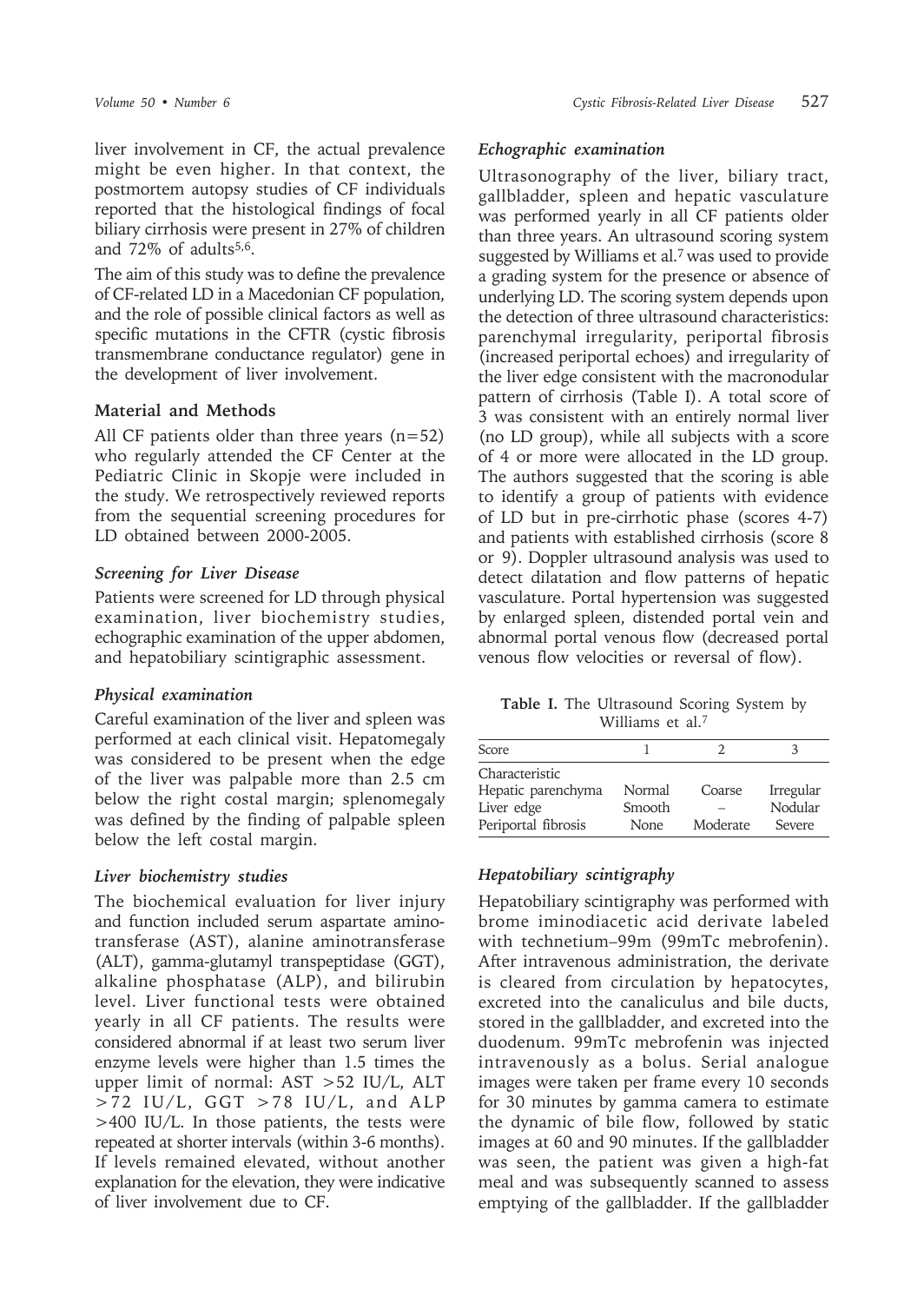liver involvement in CF, the actual prevalence might be even higher. In that context, the postmortem autopsy studies of CF individuals reported that the histological findings of focal biliary cirrhosis were present in 27% of children and 72% of adults[5,6].

The aim of this study was to define the prevalence of CF-related LD in a Macedonian CF population, and the role of possible clinical factors as well as specific mutations in the CFTR (cystic fibrosis transmembrane conductance regulator) gene in the development of liver involvement.

## Material and Methods

All CF patients older than three years (n=52) who regularly attended the CF Center at the Pediatric Clinic in Skopje were included in the study. We retrospectively reviewed reports from the sequential screening procedures for LD obtained between 2000-2005.

### *Screening for Liver Disease*

Patients were screened for LD through physical examination, liver biochemistry studies, echographic examination of the upper abdomen, and hepatobiliary scintigraphic assessment.

### *Physical examination*

Careful examination of the liver and spleen was performed at each clinical visit. Hepatomegaly was considered to be present when the edge of the liver was palpable more than 2.5 cm below the right costal margin; splenomegaly was defined by the finding of palpable spleen below the left costal margin.

### *Liver biochemistry studies*

The biochemical evaluation for liver injury and function included serum aspartate aminotransferase (AST), alanine aminotransferase (ALT), gamma-glutamyl transpeptidase (GGT), alkaline phosphatase (ALP), and bilirubin level. Liver functional tests were obtained yearly in all CF patients. The results were considered abnormal if at least two serum liver enzyme levels were higher than 1.5 times the upper limit of normal: AST >52 IU/L, ALT >72 IU/L, GGT >78 IU/L, and ALP >400 IU/L. In those patients, the tests were repeated at shorter intervals (within 3-6 months). If levels remained elevated, without another explanation for the elevation, they were indicative of liver involvement due to CF.

### *Echographic examination*

Ultrasonography of the liver, biliary tract, gallbladder, spleen and hepatic vasculature was performed yearly in all CF patients older than three years. An ultrasound scoring system suggested by Williams et al.[7] was used to provide a grading system for the presence or absence of underlying LD. The scoring system depends upon the detection of three ultrasound characteristics: parenchymal irregularity, periportal fibrosis (increased periportal echoes) and irregularity of the liver edge consistent with the macronodular pattern of cirrhosis (Table I). A total score of 3 was consistent with an entirely normal liver (no LD group), while all subjects with a score of 4 or more were allocated in the LD group. The authors suggested that the scoring is able to identify a group of patients with evidence of LD but in pre-cirrhotic phase (scores 4-7) and patients with established cirrhosis (score 8 or 9). Doppler ultrasound analysis was used to detect dilatation and flow patterns of hepatic vasculature. Portal hypertension was suggested by enlarged spleen, distended portal vein and abnormal portal venous flow (decreased portal venous flow velocities or reversal of flow).

**Table I.** The Ultrasound Scoring System by Williams et al.[7]

| Score | 1 | 2 | 3 |
|---|---|---|---|
| Characteristic | | | |
| Hepatic parenchyma | Normal | Coarse | Irregular |
| Liver edge | Smooth | – | Nodular |
| Periportal fibrosis | None | Moderate | Severe |

### *Hepatobiliary scintigraphy*

Hepatobiliary scintigraphy was performed with brome iminodiacetic acid derivate labeled with technetium–99m (99mTc mebrofenin). After intravenous administration, the derivate is cleared from circulation by hepatocytes, excreted into the canaliculus and bile ducts, stored in the gallbladder, and excreted into the duodenum. 99mTc mebrofenin was injected intravenously as a bolus. Serial analogue images were taken per frame every 10 seconds for 30 minutes by gamma camera to estimate the dynamic of bile flow, followed by static images at 60 and 90 minutes. If the gallbladder was seen, the patient was given a high-fat meal and was subsequently scanned to assess emptying of the gallbladder. If the gallbladder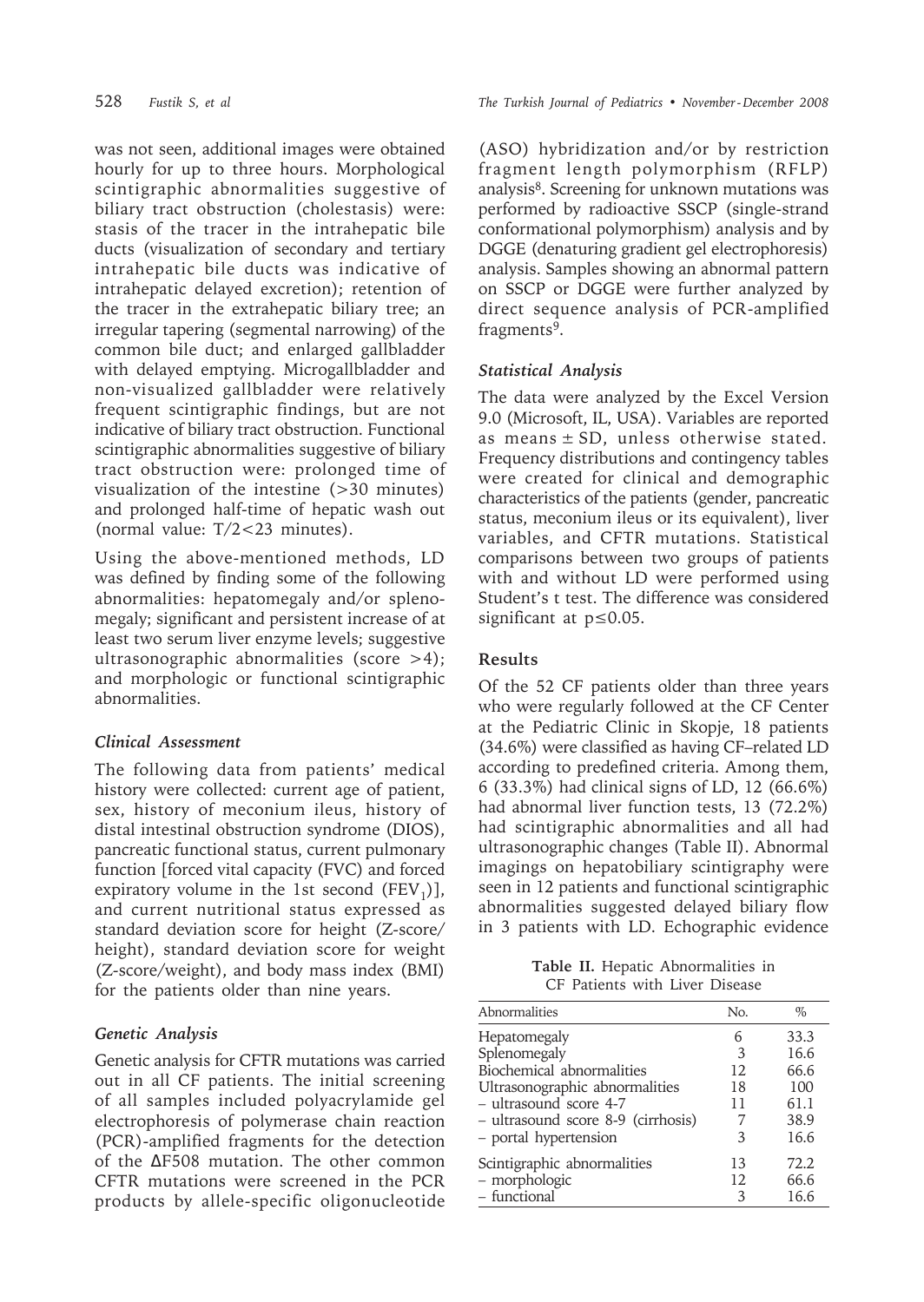was not seen, additional images were obtained hourly for up to three hours. Morphological scintigraphic abnormalities suggestive of biliary tract obstruction (cholestasis) were: stasis of the tracer in the intrahepatic bile ducts (visualization of secondary and tertiary intrahepatic bile ducts was indicative of intrahepatic delayed excretion); retention of the tracer in the extrahepatic biliary tree; an irregular tapering (segmental narrowing) of the common bile duct; and enlarged gallbladder with delayed emptying. Microgallbladder and non-visualized gallbladder were relatively frequent scintigraphic findings, but are not indicative of biliary tract obstruction. Functional scintigraphic abnormalities suggestive of biliary tract obstruction were: prolonged time of visualization of the intestine (>30 minutes) and prolonged half-time of hepatic wash out (normal value: T/2<23 minutes).

Using the above-mentioned methods, LD was defined by finding some of the following abnormalities: hepatomegaly and/or splenomegaly; significant and persistent increase of at least two serum liver enzyme levels; suggestive ultrasonographic abnormalities (score >4); and morphologic or functional scintigraphic abnormalities.

### *Clinical Assessment*

The following data from patients' medical history were collected: current age of patient, sex, history of meconium ileus, history of distal intestinal obstruction syndrome (DIOS), pancreatic functional status, current pulmonary function [forced vital capacity (FVC) and forced expiratory volume in the 1st second ($FEV_1$)], and current nutritional status expressed as standard deviation score for height (Z-score/height), standard deviation score for weight (Z-score/weight), and body mass index (BMI) for the patients older than nine years.

### *Genetic Analysis*

Genetic analysis for CFTR mutations was carried out in all CF patients. The initial screening of all samples included polyacrylamide gel electrophoresis of polymerase chain reaction (PCR)-amplified fragments for the detection of the ΔF508 mutation. The other common CFTR mutations were screened in the PCR products by allele-specific oligonucleotide (ASO) hybridization and/or by restriction fragment length polymorphism (RFLP) analysis[8]. Screening for unknown mutations was performed by radioactive SSCP (single-strand conformational polymorphism) analysis and by DGGE (denaturing gradient gel electrophoresis) analysis. Samples showing an abnormal pattern on SSCP or DGGE were further analyzed by direct sequence analysis of PCR-amplified fragments[9].

### *Statistical Analysis*

The data were analyzed by the Excel Version 9.0 (Microsoft, IL, USA). Variables are reported as means ± SD, unless otherwise stated. Frequency distributions and contingency tables were created for clinical and demographic characteristics of the patients (gender, pancreatic status, meconium ileus or its equivalent), liver variables, and CFTR mutations. Statistical comparisons between two groups of patients with and without LD were performed using Student's t test. The difference was considered significant at $p \leq 0.05$.

## Results

Of the 52 CF patients older than three years who were regularly followed at the CF Center at the Pediatric Clinic in Skopje, 18 patients (34.6%) were classified as having CF–related LD according to predefined criteria. Among them, 6 (33.3%) had clinical signs of LD, 12 (66.6%) had abnormal liver function tests, 13 (72.2%) had scintigraphic abnormalities and all had ultrasonographic changes (Table II). Abnormal imagings on hepatobiliary scintigraphy were seen in 12 patients and functional scintigraphic abnormalities suggested delayed biliary flow in 3 patients with LD. Echographic evidence

**Table II.** Hepatic Abnormalities in CF Patients with Liver Disease

| Abnormalities | No. | % |
|---|---|---|
| Hepatomegaly | 6 | 33.3 |
| Splenomegaly | 3 | 16.6 |
| Biochemical abnormalities | 12 | 66.6 |
| Ultrasonographic abnormalities | 18 | 100 |
| – ultrasound score 4-7 | 11 | 61.1 |
| – ultrasound score 8-9 (cirrhosis) | 7 | 38.9 |
| – portal hypertension | 3 | 16.6 |
| Scintigraphic abnormalities | 13 | 72.2 |
| – morphologic | 12 | 66.6 |
| – functional | 3 | 16.6 |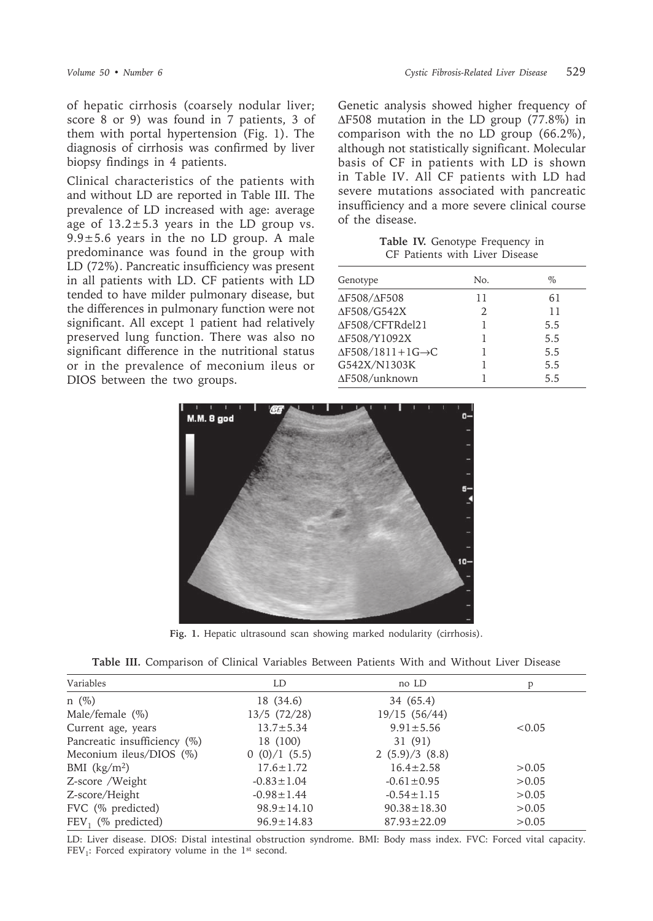of hepatic cirrhosis (coarsely nodular liver; score 8 or 9) was found in 7 patients, 3 of them with portal hypertension (Fig. 1). The diagnosis of cirrhosis was confirmed by liver biopsy findings in 4 patients.

Clinical characteristics of the patients with and without LD are reported in Table III. The prevalence of LD increased with age: average age of 13.2±5.3 years in the LD group vs. 9.9±5.6 years in the no LD group. A male predominance was found in the group with LD (72%). Pancreatic insufficiency was present in all patients with LD. CF patients with LD tended to have milder pulmonary disease, but the differences in pulmonary function were not significant. All except 1 patient had relatively preserved lung function. There was also no significant difference in the nutritional status or in the prevalence of meconium ileus or DIOS between the two groups.

Genetic analysis showed higher frequency of ΔF508 mutation in the LD group (77.8%) in comparison with the no LD group (66.2%), although not statistically significant. Molecular basis of CF in patients with LD is shown in Table IV. All CF patients with LD had severe mutations associated with pancreatic insufficiency and a more severe clinical course of the disease.

**Table IV.** Genotype Frequency in CF Patients with Liver Disease

| Genotype | No. | % |
|---|---|---|
| ΔF508/ΔF508 | 11 | 61 |
| ΔF508/G542X | 2 | 11 |
| ΔF508/CFTRdel21 | 1 | 5.5 |
| ΔF508/Y1092X | 1 | 5.5 |
| ΔF508/1811+1G→C | 1 | 5.5 |
| G542X/N1303K | 1 | 5.5 |
| ΔF508/unknown | 1 | 5.5 |

**Fig. 1.** Hepatic ultrasound scan showing marked nodularity (cirrhosis).

**Table III.** Comparison of Clinical Variables Between Patients With and Without Liver Disease

| Variables | LD | no LD | p |
|---|---|---|---|
| n (%) | 18 (34.6) | 34 (65.4) | |
| Male/female (%) | 13/5 (72/28) | 19/15 (56/44) | |
| Current age, years | 13.7±5.34 | 9.91±5.56 | <0.05 |
| Pancreatic insufficiency (%) | 18 (100) | 31 (91) | |
| Meconium ileus/DIOS (%) | 0 (0)/1 (5.5) | 2 (5.9)/3 (8.8) | |
| BMI (kg/m$^2$) | 17.6±1.72 | 16.4±2.58 | >0.05 |
| Z-score /Weight | -0.83±1.04 | -0.61±0.95 | >0.05 |
| Z-score/Height | -0.98±1.44 | -0.54±1.15 | >0.05 |
| FVC (% predicted) | 98.9±14.10 | 90.38±18.30 | >0.05 |
| $FEV_1$ (% predicted) | 96.9±14.83 | 87.93±22.09 | >0.05 |

LD: Liver disease. DIOS: Distal intestinal obstruction syndrome. BMI: Body mass index. FVC: Forced vital capacity. $FEV_1$: Forced expiratory volume in the 1st second.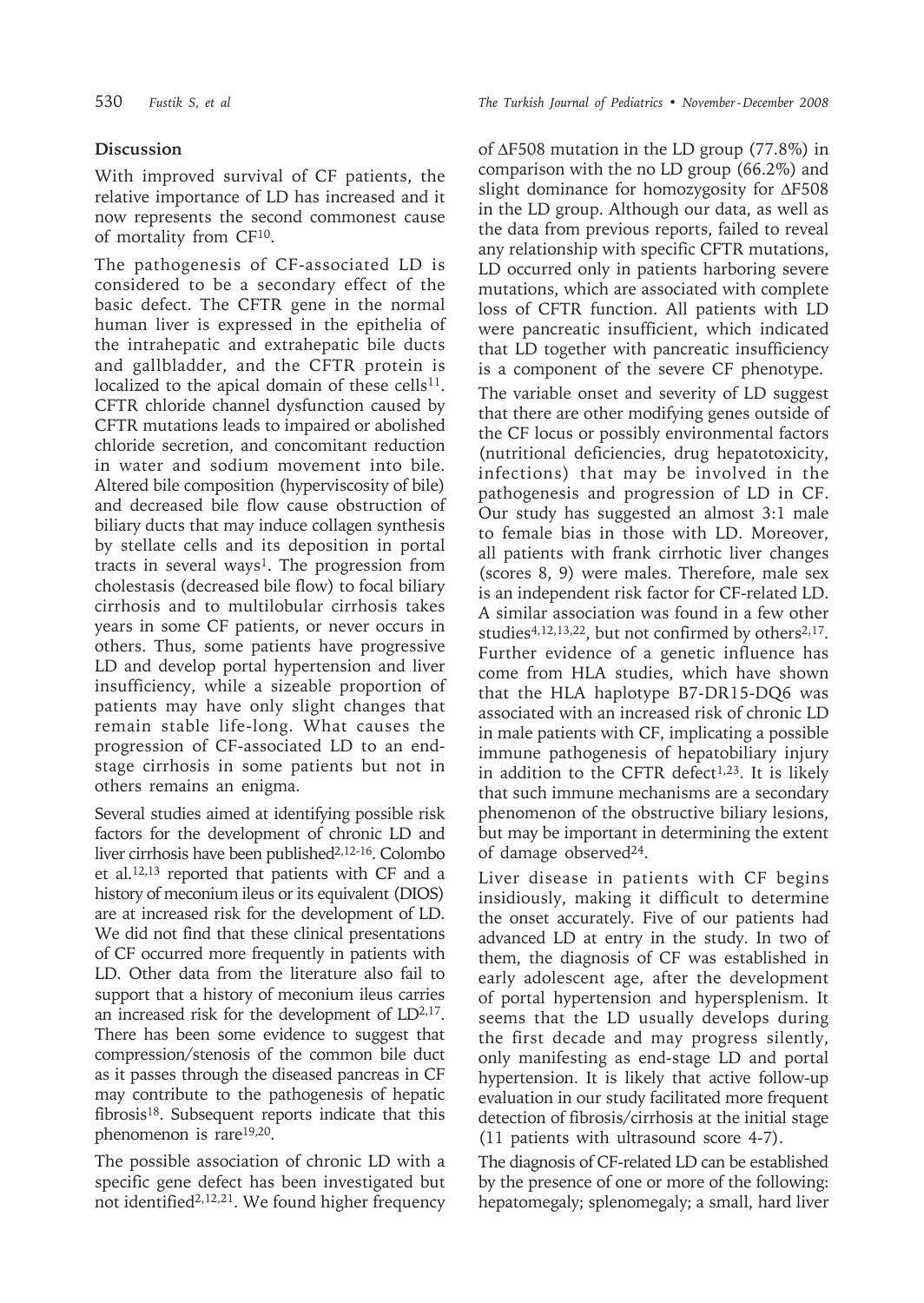## Discussion

With improved survival of CF patients, the relative importance of LD has increased and it now represents the second commonest cause of mortality from CF[10].

The pathogenesis of CF-associated LD is considered to be a secondary effect of the basic defect. The CFTR gene in the normal human liver is expressed in the epithelia of the intrahepatic and extrahepatic bile ducts and gallbladder, and the CFTR protein is localized to the apical domain of these cells[11]. CFTR chloride channel dysfunction caused by CFTR mutations leads to impaired or abolished chloride secretion, and concomitant reduction in water and sodium movement into bile. Altered bile composition (hyperviscosity of bile) and decreased bile flow cause obstruction of biliary ducts that may induce collagen synthesis by stellate cells and its deposition in portal tracts in several ways[1]. The progression from cholestasis (decreased bile flow) to focal biliary cirrhosis and to multilobular cirrhosis takes years in some CF patients, or never occurs in others. Thus, some patients have progressive LD and develop portal hypertension and liver insufficiency, while a sizeable proportion of patients may have only slight changes that remain stable life-long. What causes the progression of CF-associated LD to an end-stage cirrhosis in some patients but not in others remains an enigma.

Several studies aimed at identifying possible risk factors for the development of chronic LD and liver cirrhosis have been published[2,12-16]. Colombo et al.[12,13] reported that patients with CF and a history of meconium ileus or its equivalent (DIOS) are at increased risk for the development of LD. We did not find that these clinical presentations of CF occurred more frequently in patients with LD. Other data from the literature also fail to support that a history of meconium ileus carries an increased risk for the development of LD[2,17]. There has been some evidence to suggest that compression/stenosis of the common bile duct as it passes through the diseased pancreas in CF may contribute to the pathogenesis of hepatic fibrosis[18]. Subsequent reports indicate that this phenomenon is rare[19,20].

The possible association of chronic LD with a specific gene defect has been investigated but not identified[2,12,21]. We found higher frequency of ΔF508 mutation in the LD group (77.8%) in comparison with the no LD group (66.2%) and slight dominance for homozygosity for ΔF508 in the LD group. Although our data, as well as the data from previous reports, failed to reveal any relationship with specific CFTR mutations, LD occurred only in patients harboring severe mutations, which are associated with complete loss of CFTR function. All patients with LD were pancreatic insufficient, which indicated that LD together with pancreatic insufficiency is a component of the severe CF phenotype.

The variable onset and severity of LD suggest that there are other modifying genes outside of the CF locus or possibly environmental factors (nutritional deficiencies, drug hepatotoxicity, infections) that may be involved in the pathogenesis and progression of LD in CF. Our study has suggested an almost 3:1 male to female bias in those with LD. Moreover, all patients with frank cirrhotic liver changes (scores 8, 9) were males. Therefore, male sex is an independent risk factor for CF-related LD. A similar association was found in a few other studies[4,12,13,22], but not confirmed by others[2,17]. Further evidence of a genetic influence has come from HLA studies, which have shown that the HLA haplotype B7-DR15-DQ6 was associated with an increased risk of chronic LD in male patients with CF, implicating a possible immune pathogenesis of hepatobiliary injury in addition to the CFTR defect[1,23]. It is likely that such immune mechanisms are a secondary phenomenon of the obstructive biliary lesions, but may be important in determining the extent of damage observed[24].

Liver disease in patients with CF begins insidiously, making it difficult to determine the onset accurately. Five of our patients had advanced LD at entry in the study. In two of them, the diagnosis of CF was established in early adolescent age, after the development of portal hypertension and hypersplenism. It seems that the LD usually develops during the first decade and may progress silently, only manifesting as end-stage LD and portal hypertension. It is likely that active follow-up evaluation in our study facilitated more frequent detection of fibrosis/cirrhosis at the initial stage (11 patients with ultrasound score 4-7).

The diagnosis of CF-related LD can be established by the presence of one or more of the following: hepatomegaly; splenomegaly; a small, hard liver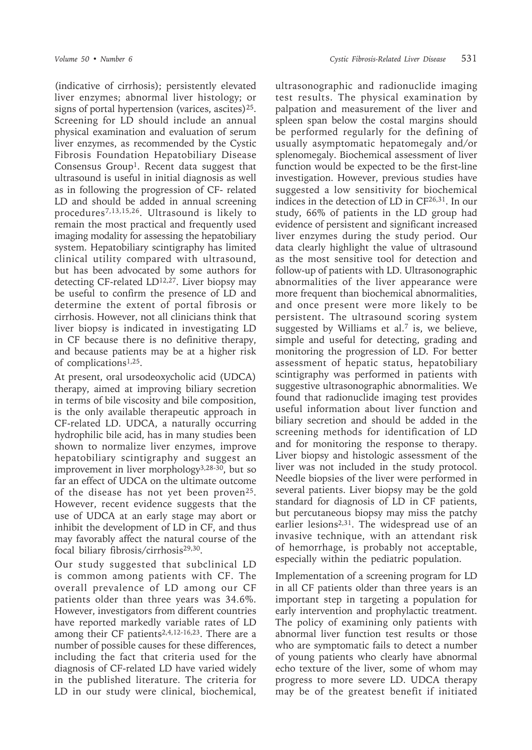(indicative of cirrhosis); persistently elevated liver enzymes; abnormal liver histology; or signs of portal hypertension (varices, ascites)[25]. Screening for LD should include an annual physical examination and evaluation of serum liver enzymes, as recommended by the Cystic Fibrosis Foundation Hepatobiliary Disease Consensus Group[1]. Recent data suggest that ultrasound is useful in initial diagnosis as well as in following the progression of CF- related LD and should be added in annual screening procedures[7,13,15,26]. Ultrasound is likely to remain the most practical and frequently used imaging modality for assessing the hepatobiliary system. Hepatobiliary scintigraphy has limited clinical utility compared with ultrasound, but has been advocated by some authors for detecting CF-related LD[12,27]. Liver biopsy may be useful to confirm the presence of LD and determine the extent of portal fibrosis or cirrhosis. However, not all clinicians think that liver biopsy is indicated in investigating LD in CF because there is no definitive therapy, and because patients may be at a higher risk of complications[1,25].

At present, oral ursodeoxycholic acid (UDCA) therapy, aimed at improving biliary secretion in terms of bile viscosity and bile composition, is the only available therapeutic approach in CF-related LD. UDCA, a naturally occurring hydrophilic bile acid, has in many studies been shown to normalize liver enzymes, improve hepatobiliary scintigraphy and suggest an improvement in liver morphology[3,28-30], but so far an effect of UDCA on the ultimate outcome of the disease has not yet been proven[25]. However, recent evidence suggests that the use of UDCA at an early stage may abort or inhibit the development of LD in CF, and thus may favorably affect the natural course of the focal biliary fibrosis/cirrhosis[29,30].

Our study suggested that subclinical LD is common among patients with CF. The overall prevalence of LD among our CF patients older than three years was 34.6%. However, investigators from different countries have reported markedly variable rates of LD among their CF patients[2,4,12-16,23]. There are a number of possible causes for these differences, including the fact that criteria used for the diagnosis of CF-related LD have varied widely in the published literature. The criteria for LD in our study were clinical, biochemical, ultrasonographic and radionuclide imaging test results. The physical examination by palpation and measurement of the liver and spleen span below the costal margins should be performed regularly for the defining of usually asymptomatic hepatomegaly and/or splenomegaly. Biochemical assessment of liver function would be expected to be the first-line investigation. However, previous studies have suggested a low sensitivity for biochemical indices in the detection of LD in CF[26,31]. In our study, 66% of patients in the LD group had evidence of persistent and significant increased liver enzymes during the study period. Our data clearly highlight the value of ultrasound as the most sensitive tool for detection and follow-up of patients with LD. Ultrasonographic abnormalities of the liver appearance were more frequent than biochemical abnormalities, and once present were more likely to be persistent. The ultrasound scoring system suggested by Williams et al.[7] is, we believe, simple and useful for detecting, grading and monitoring the progression of LD. For better assessment of hepatic status, hepatobiliary scintigraphy was performed in patients with suggestive ultrasonographic abnormalities. We found that radionuclide imaging test provides useful information about liver function and biliary secretion and should be added in the screening methods for identification of LD and for monitoring the response to therapy. Liver biopsy and histologic assessment of the liver was not included in the study protocol. Needle biopsies of the liver were performed in several patients. Liver biopsy may be the gold standard for diagnosis of LD in CF patients, but percutaneous biopsy may miss the patchy earlier lesions[2,31]. The widespread use of an invasive technique, with an attendant risk of hemorrhage, is probably not acceptable, especially within the pediatric population.

Implementation of a screening program for LD in all CF patients older than three years is an important step in targeting a population for early intervention and prophylactic treatment. The policy of examining only patients with abnormal liver function test results or those who are symptomatic fails to detect a number of young patients who clearly have abnormal echo texture of the liver, some of whom may progress to more severe LD. UDCA therapy may be of the greatest benefit if initiated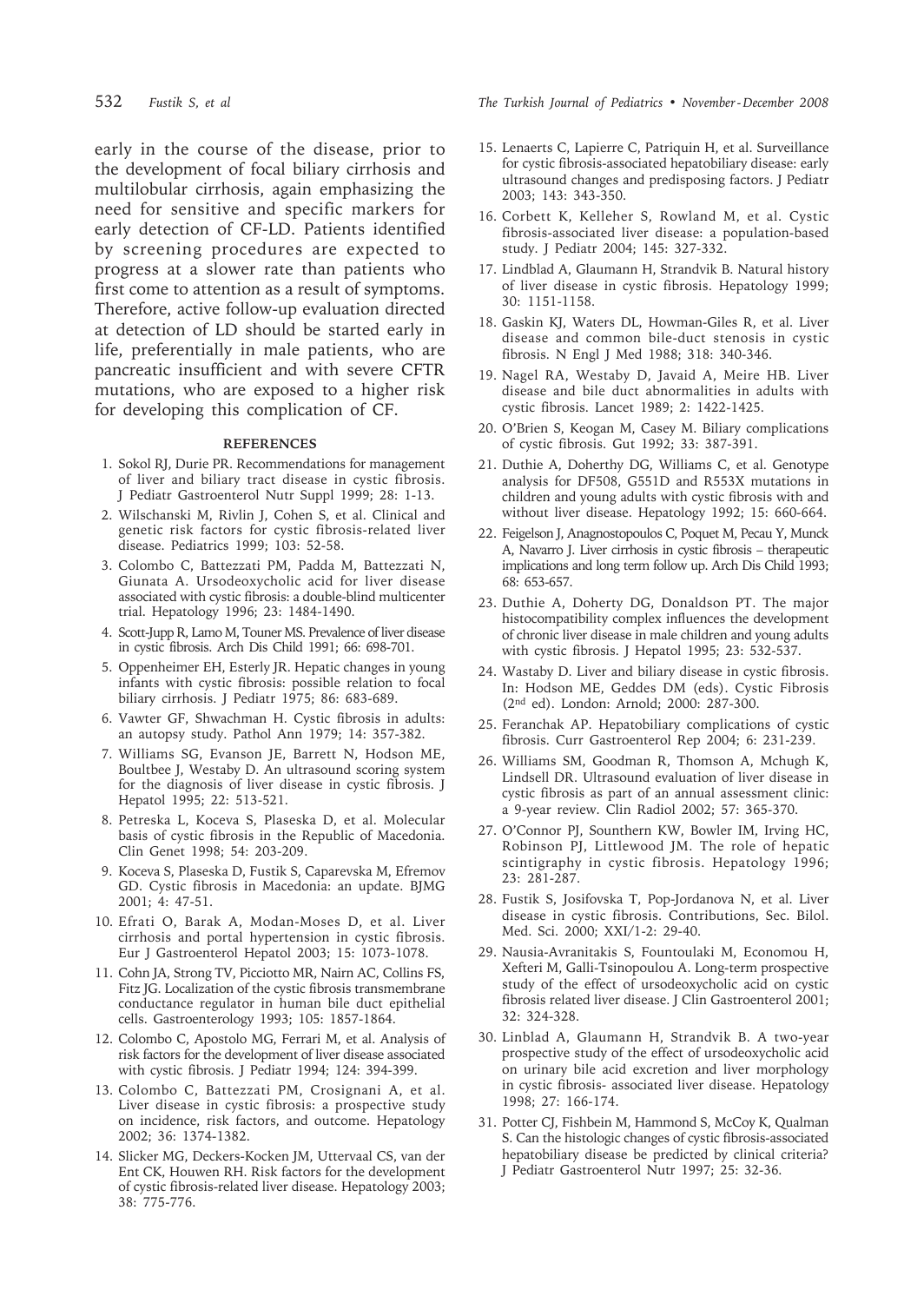early in the course of the disease, prior to the development of focal biliary cirrhosis and multilobular cirrhosis, again emphasizing the need for sensitive and specific markers for early detection of CF-LD. Patients identified by screening procedures are expected to progress at a slower rate than patients who first come to attention as a result of symptoms. Therefore, active follow-up evaluation directed at detection of LD should be started early in life, preferentially in male patients, who are pancreatic insufficient and with severe CFTR mutations, who are exposed to a higher risk for developing this complication of CF.

## REFERENCES

1. Sokol RJ, Durie PR. Recommendations for management of liver and biliary tract disease in cystic fibrosis. J Pediatr Gastroenterol Nutr Suppl 1999; 28: 1-13.
2. Wilschanski M, Rivlin J, Cohen S, et al. Clinical and genetic risk factors for cystic fibrosis-related liver disease. Pediatrics 1999; 103: 52-58.
3. Colombo C, Battezzati PM, Padda M, Battezzati N, Giunata A. Ursodeoxycholic acid for liver disease associated with cystic fibrosis: a double-blind multicenter trial. Hepatology 1996; 23: 1484-1490.
4. Scott-Jupp R, Lamo M, Touner MS. Prevalence of liver disease in cystic fibrosis. Arch Dis Child 1991; 66: 698-701.
5. Oppenheimer EH, Esterly JR. Hepatic changes in young infants with cystic fibrosis: possible relation to focal biliary cirrhosis. J Pediatr 1975; 86: 683-689.
6. Vawter GF, Shwachman H. Cystic fibrosis in adults: an autopsy study. Pathol Ann 1979; 14: 357-382.
7. Williams SG, Evanson JE, Barrett N, Hodson ME, Boultbee J, Westaby D. An ultrasound scoring system for the diagnosis of liver disease in cystic fibrosis. J Hepatol 1995; 22: 513-521.
8. Petreska L, Koceva S, Plaseska D, et al. Molecular basis of cystic fibrosis in the Republic of Macedonia. Clin Genet 1998; 54: 203-209.
9. Koceva S, Plaseska D, Fustik S, Caparevska M, Efremov GD. Cystic fibrosis in Macedonia: an update. BJMG 2001; 4: 47-51.
10. Efrati O, Barak A, Modan-Moses D, et al. Liver cirrhosis and portal hypertension in cystic fibrosis. Eur J Gastroenterol Hepatol 2003; 15: 1073-1078.
11. Cohn JA, Strong TV, Picciotto MR, Nairn AC, Collins FS, Fitz JG. Localization of the cystic fibrosis transmembrane conductance regulator in human bile duct epithelial cells. Gastroenterology 1993; 105: 1857-1864.
12. Colombo C, Apostolo MG, Ferrari M, et al. Analysis of risk factors for the development of liver disease associated with cystic fibrosis. J Pediatr 1994; 124: 394-399.
13. Colombo C, Battezzati PM, Crosignani A, et al. Liver disease in cystic fibrosis: a prospective study on incidence, risk factors, and outcome. Hepatology 2002; 36: 1374-1382.
14. Slicker MG, Deckers-Kocken JM, Uttervaal CS, van der Ent CK, Houwen RH. Risk factors for the development of cystic fibrosis-related liver disease. Hepatology 2003; 38: 775-776.
15. Lenaerts C, Lapierre C, Patriquin H, et al. Surveillance for cystic fibrosis-associated hepatobiliary disease: early ultrasound changes and predisposing factors. J Pediatr 2003; 143: 343-350.
16. Corbett K, Kelleher S, Rowland M, et al. Cystic fibrosis-associated liver disease: a population-based study. J Pediatr 2004; 145: 327-332.
17. Lindblad A, Glaumann H, Strandvik B. Natural history of liver disease in cystic fibrosis. Hepatology 1999; 30: 1151-1158.
18. Gaskin KJ, Waters DL, Howman-Giles R, et al. Liver disease and common bile-duct stenosis in cystic fibrosis. N Engl J Med 1988; 318: 340-346.
19. Nagel RA, Westaby D, Javaid A, Meire HB. Liver disease and bile duct abnormalities in adults with cystic fibrosis. Lancet 1989; 2: 1422-1425.
20. O'Brien S, Keogan M, Casey M. Biliary complications of cystic fibrosis. Gut 1992; 33: 387-391.
21. Duthie A, Doherthy DG, Williams C, et al. Genotype analysis for DF508, G551D and R553X mutations in children and young adults with cystic fibrosis with and without liver disease. Hepatology 1992; 15: 660-664.
22. Feigelson J, Anagnostopoulos C, Poquet M, Pecau Y, Munck A, Navarro J. Liver cirrhosis in cystic fibrosis – therapeutic implications and long term follow up. Arch Dis Child 1993; 68: 653-657.
23. Duthie A, Doherty DG, Donaldson PT. The major histocompatibility complex influences the development of chronic liver disease in male children and young adults with cystic fibrosis. J Hepatol 1995; 23: 532-537.
24. Wastaby D. Liver and biliary disease in cystic fibrosis. In: Hodson ME, Geddes DM (eds). Cystic Fibrosis (2nd ed). London: Arnold; 2000: 287-300.
25. Feranchak AP. Hepatobiliary complications of cystic fibrosis. Curr Gastroenterol Rep 2004; 6: 231-239.
26. Williams SM, Goodman R, Thomson A, Mchugh K, Lindsell DR. Ultrasound evaluation of liver disease in cystic fibrosis as part of an annual assessment clinic: a 9-year review. Clin Radiol 2002; 57: 365-370.
27. O'Connor PJ, Sounthern KW, Bowler IM, Irving HC, Robinson PJ, Littlewood JM. The role of hepatic scintigraphy in cystic fibrosis. Hepatology 1996; 23: 281-287.
28. Fustik S, Josifovska T, Pop-Jordanova N, et al. Liver disease in cystic fibrosis. Contributions, Sec. Bilol. Med. Sci. 2000; XXI/1-2: 29-40.
29. Nausia-Avranitakis S, Fountoulaki M, Economou H, Xefteri M, Galli-Tsinopoulou A. Long-term prospective study of the effect of ursodeoxycholic acid on cystic fibrosis related liver disease. J Clin Gastroenterol 2001; 32: 324-328.
30. Linblad A, Glaumann H, Strandvik B. A two-year prospective study of the effect of ursodeoxycholic acid on urinary bile acid excretion and liver morphology in cystic fibrosis- associated liver disease. Hepatology 1998; 27: 166-174.
31. Potter CJ, Fishbein M, Hammond S, McCoy K, Qualman S. Can the histologic changes of cystic fibrosis-associated hepatobiliary disease be predicted by clinical criteria? J Pediatr Gastroenterol Nutr 1997; 25: 32-36.